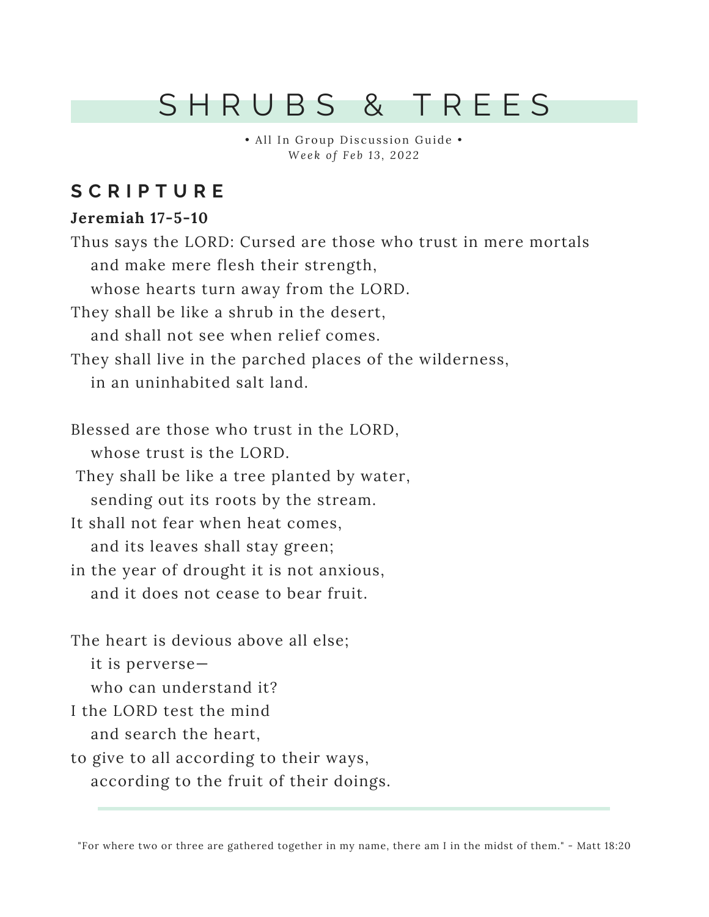# SHRUBS & TREES

• All In Group Discussion Guide •
*Week of Feb 13, 2022*

## SCRIPTURE

**Jeremiah 17-5-10**

Thus says the LORD: Cursed are those who trust in mere mortals
   and make mere flesh their strength,
   whose hearts turn away from the LORD.
They shall be like a shrub in the desert,
   and shall not see when relief comes.
They shall live in the parched places of the wilderness,
   in an uninhabited salt land.

Blessed are those who trust in the LORD,
   whose trust is the LORD.
They shall be like a tree planted by water,
   sending out its roots by the stream.
It shall not fear when heat comes,
   and its leaves shall stay green;
in the year of drought it is not anxious,
   and it does not cease to bear fruit.

The heart is devious above all else;
   it is perverse—
   who can understand it?
I the LORD test the mind
   and search the heart,
to give to all according to their ways,
   according to the fruit of their doings.

"For where two or three are gathered together in my name, there am I in the midst of them." - Matt 18:20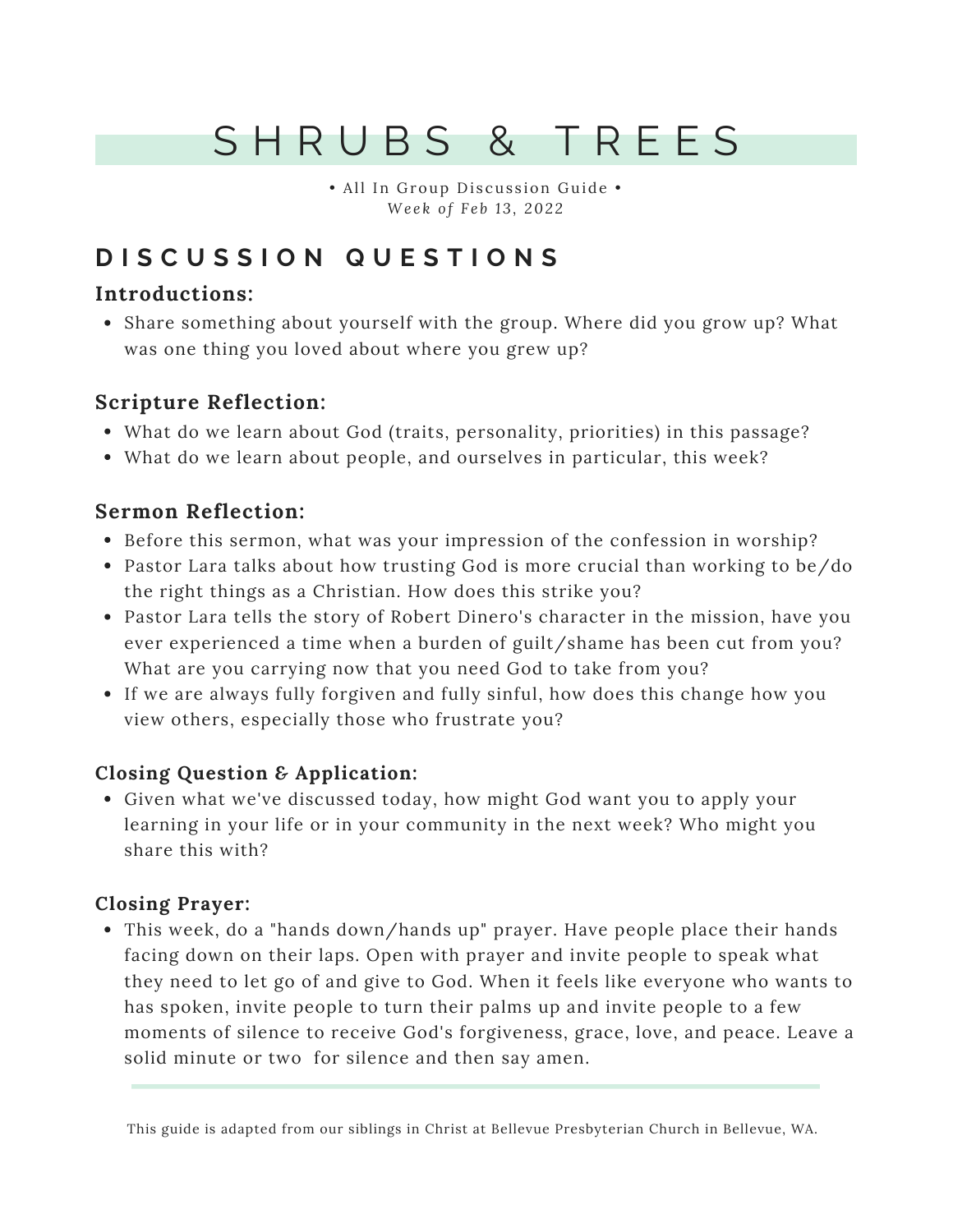# SHRUBS & TREES

• All In Group Discussion Guide •
*Week of Feb 13, 2022*

## DISCUSSION QUESTIONS

### Introductions:

- Share something about yourself with the group. Where did you grow up? What was one thing you loved about where you grew up?

### Scripture Reflection:

- What do we learn about God (traits, personality, priorities) in this passage?
- What do we learn about people, and ourselves in particular, this week?

### Sermon Reflection:

- Before this sermon, what was your impression of the confession in worship?
- Pastor Lara talks about how trusting God is more crucial than working to be/do the right things as a Christian. How does this strike you?
- Pastor Lara tells the story of Robert Dinero's character in the mission, have you ever experienced a time when a burden of guilt/shame has been cut from you? What are you carrying now that you need God to take from you?
- If we are always fully forgiven and fully sinful, how does this change how you view others, especially those who frustrate you?

### Closing Question & Application:

- Given what we've discussed today, how might God want you to apply your learning in your life or in your community in the next week? Who might you share this with?

### Closing Prayer:

- This week, do a "hands down/hands up" prayer. Have people place their hands facing down on their laps. Open with prayer and invite people to speak what they need to let go of and give to God. When it feels like everyone who wants to has spoken, invite people to turn their palms up and invite people to a few moments of silence to receive God's forgiveness, grace, love, and peace. Leave a solid minute or two for silence and then say amen.

---

This guide is adapted from our siblings in Christ at Bellevue Presbyterian Church in Bellevue, WA.